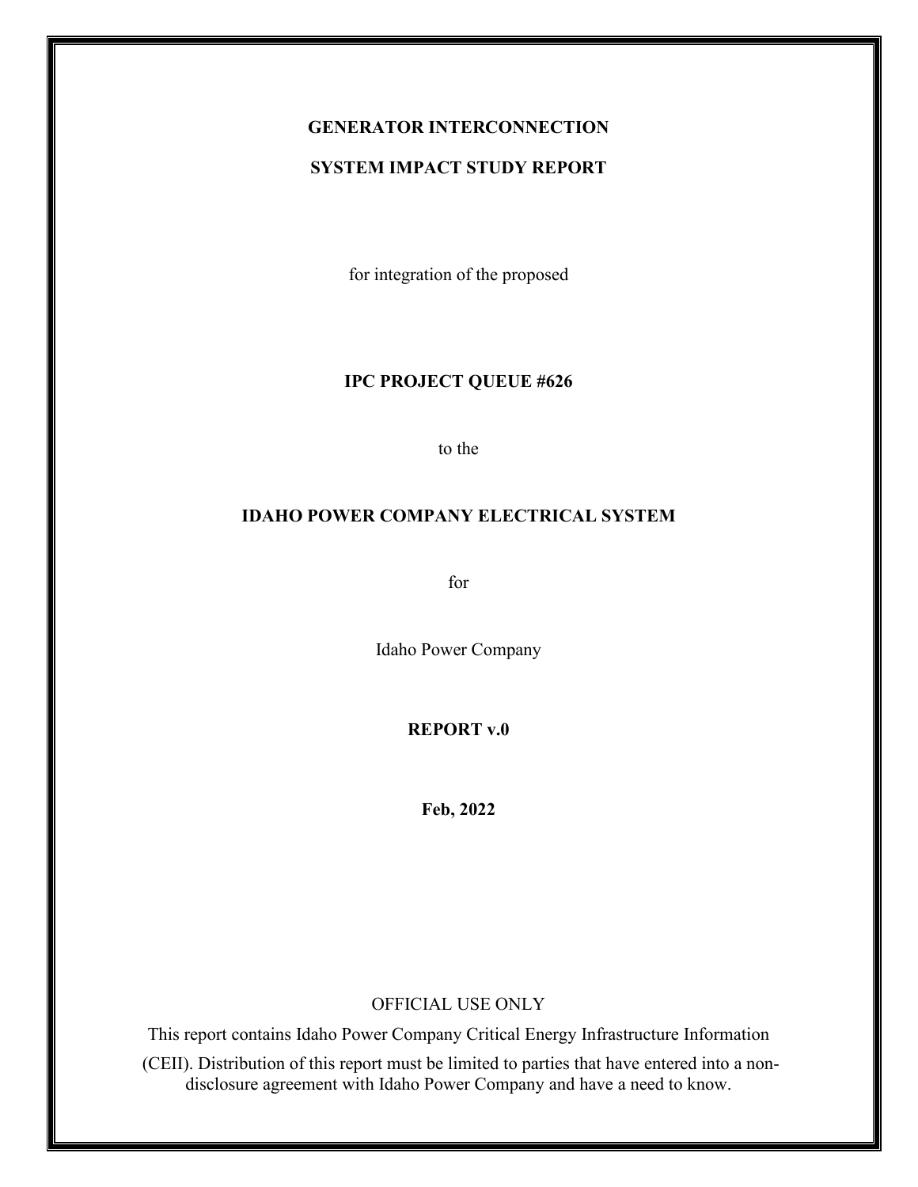**GENERATOR INTERCONNECTION**

**SYSTEM IMPACT STUDY REPORT**

for integration of the proposed

**IPC PROJECT QUEUE #626**

to the

**IDAHO POWER COMPANY ELECTRICAL SYSTEM**

for

Idaho Power Company

**REPORT v.0**

**Feb, 2022**

OFFICIAL USE ONLY

This report contains Idaho Power Company Critical Energy Infrastructure Information (CEII). Distribution of this report must be limited to parties that have entered into a non-disclosure agreement with Idaho Power Company and have a need to know.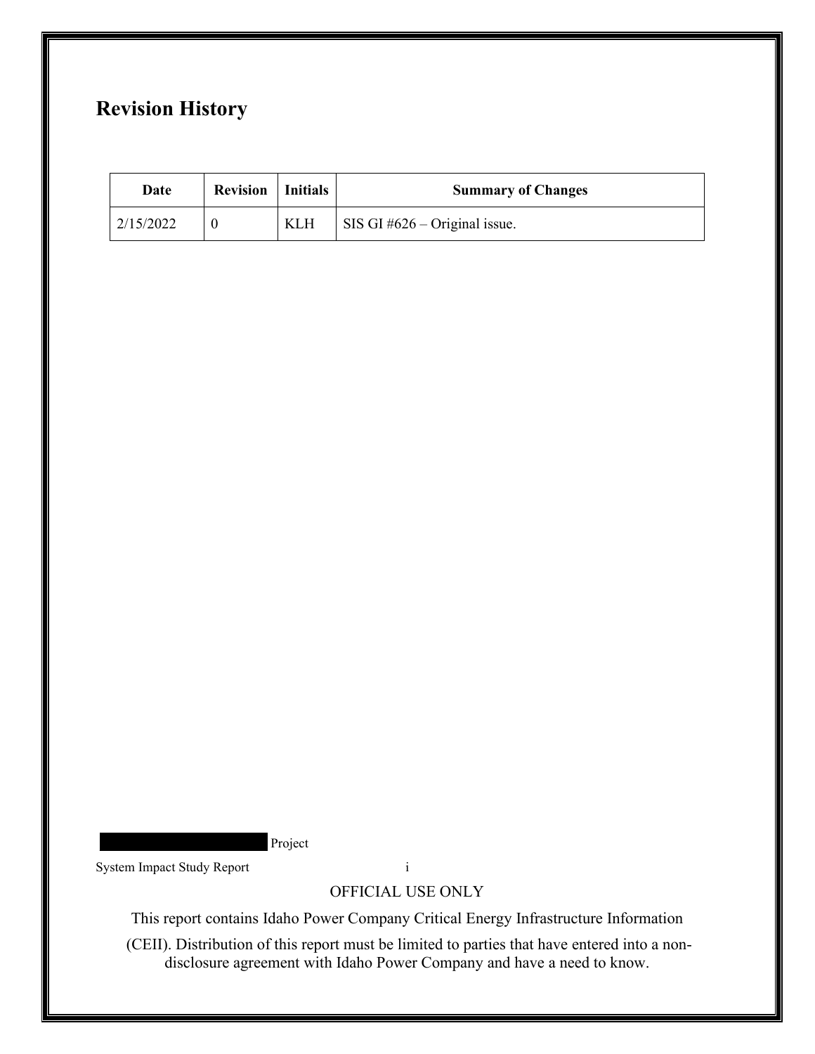## Revision History

| Date | Revision | Initials | Summary of Changes |
|---|---|---|---|
| 2/15/2022 | 0 | KLH | SIS GI #626 – Original issue. |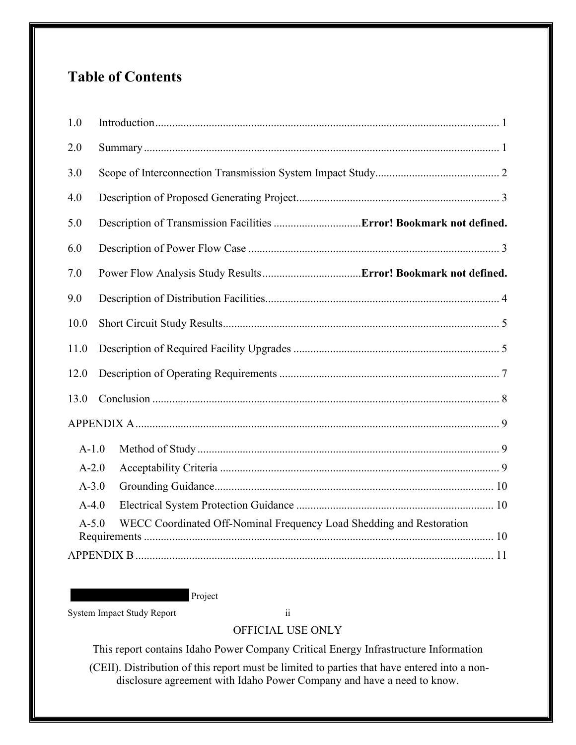# Table of Contents

1.0 Introduction ........................................................................................................................ 1

2.0 Summary ............................................................................................................................. 1

3.0 Scope of Interconnection Transmission System Impact Study ............................................ 2

4.0 Description of Proposed Generating Project ........................................................................ 3

5.0 Description of Transmission Facilities ............................... **Error! Bookmark not defined.**

6.0 Description of Power Flow Case ......................................................................................... 3

7.0 Power Flow Analysis Study Results ................................... **Error! Bookmark not defined.**

9.0 Description of Distribution Facilities ................................................................................... 4

10.0 Short Circuit Study Results .................................................................................................. 5

11.0 Description of Required Facility Upgrades ......................................................................... 5

12.0 Description of Operating Requirements .............................................................................. 7

13.0 Conclusion ........................................................................................................................... 8

APPENDIX A ................................................................................................................................ 9

- A-1.0 Method of Study ........................................................................................................... 9
- A-2.0 Acceptability Criteria ................................................................................................... 9
- A-3.0 Grounding Guidance .................................................................................................. 10
- A-4.0 Electrical System Protection Guidance ...................................................................... 10
- A-5.0 WECC Coordinated Off-Nominal Frequency Load Shedding and Restoration Requirements ........................................................................................................................... 10

APPENDIX B .............................................................................................................................. 11

OFFICIAL USE ONLY

This report contains Idaho Power Company Critical Energy Infrastructure Information (CEII). Distribution of this report must be limited to parties that have entered into a non-disclosure agreement with Idaho Power Company and have a need to know.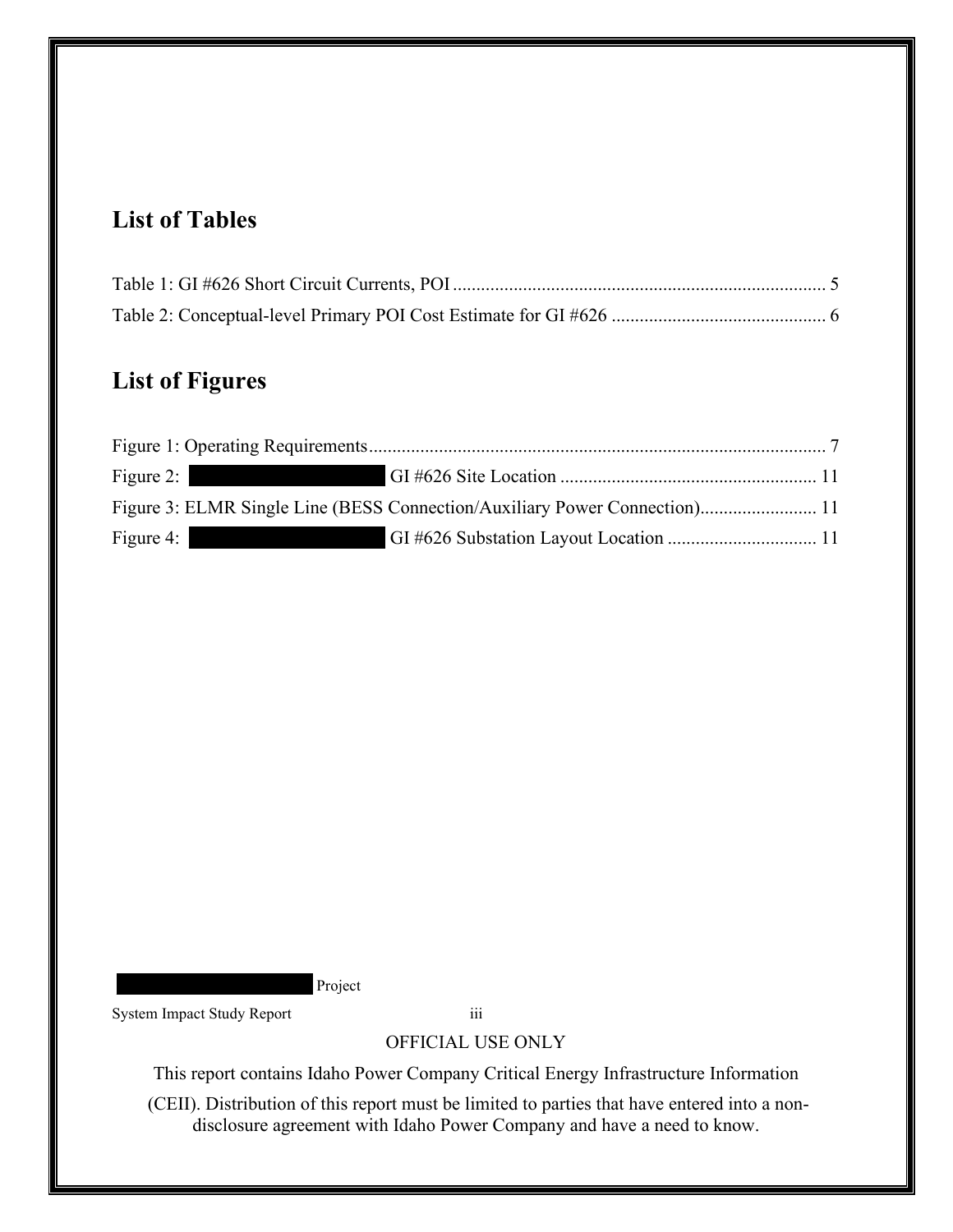## List of Tables

Table 1: GI #626 Short Circuit Currents, POI ................................................................................ 5

Table 2: Conceptual-level Primary POI Cost Estimate for GI #626 .............................................. 6

## List of Figures

Figure 1: Operating Requirements .................................................................................................. 7

Figure 2: [REDACTED] GI #626 Site Location ...................................................... 11

Figure 3: ELMR Single Line (BESS Connection/Auxiliary Power Connection)......................... 11

Figure 4: [REDACTED] GI #626 Substation Layout Location ................................ 11

OFFICIAL USE ONLY

This report contains Idaho Power Company Critical Energy Infrastructure Information (CEII). Distribution of this report must be limited to parties that have entered into a non-disclosure agreement with Idaho Power Company and have a need to know.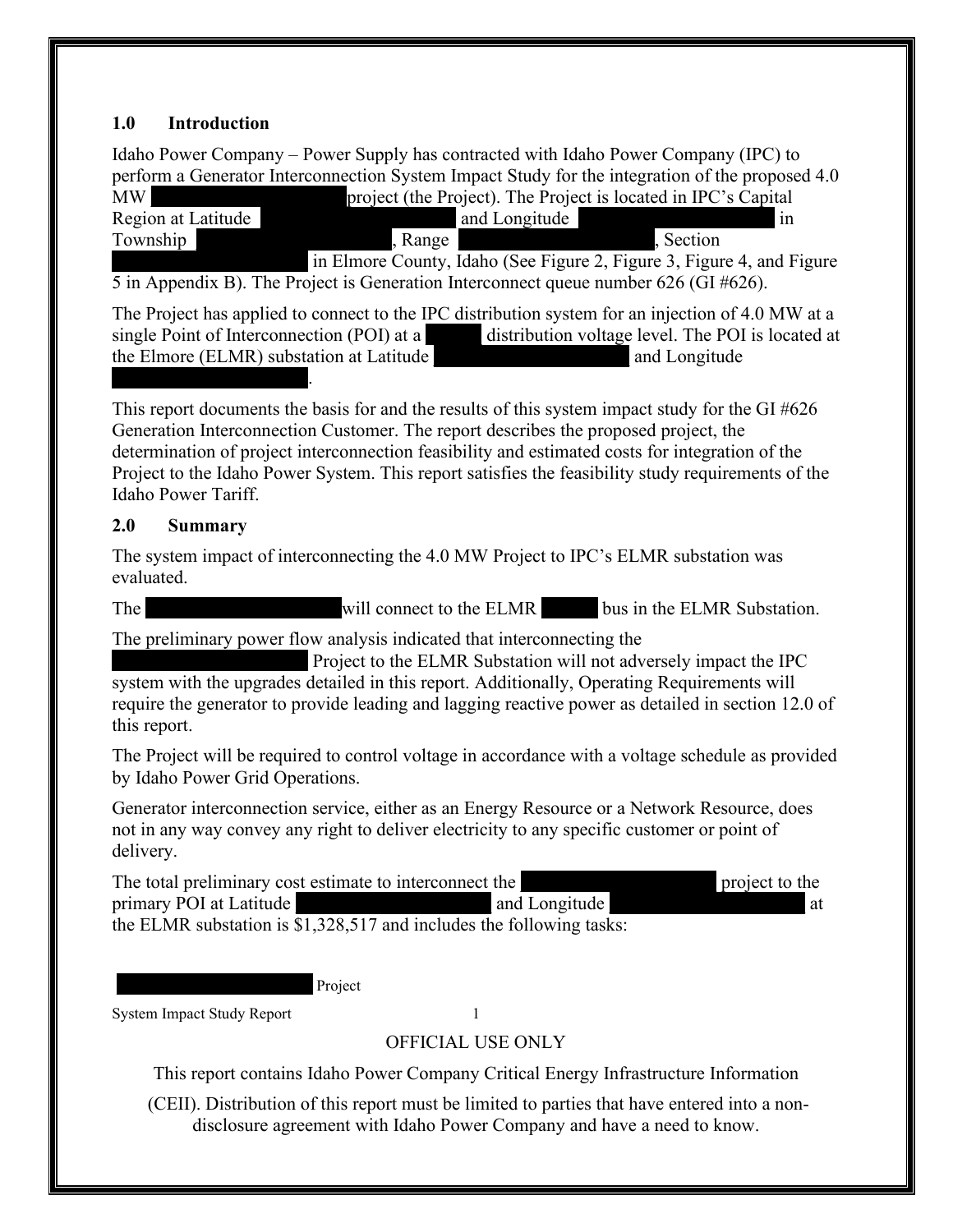## 1.0 Introduction

Idaho Power Company – Power Supply has contracted with Idaho Power Company (IPC) to perform a Generator Interconnection System Impact Study for the integration of the proposed 4.0 MW project (the Project). The Project is located in IPC's Capital Region at Latitude and Longitude in Township , Range , Section in Elmore County, Idaho (See Figure 2, Figure 3, Figure 4, and Figure 5 in Appendix B). The Project is Generation Interconnect queue number 626 (GI #626).

The Project has applied to connect to the IPC distribution system for an injection of 4.0 MW at a single Point of Interconnection (POI) at a distribution voltage level. The POI is located at the Elmore (ELMR) substation at Latitude and Longitude .

This report documents the basis for and the results of this system impact study for the GI #626 Generation Interconnection Customer. The report describes the proposed project, the determination of project interconnection feasibility and estimated costs for integration of the Project to the Idaho Power System. This report satisfies the feasibility study requirements of the Idaho Power Tariff.

## 2.0 Summary

The system impact of interconnecting the 4.0 MW Project to IPC's ELMR substation was evaluated.

The will connect to the ELMR bus in the ELMR Substation.

The preliminary power flow analysis indicated that interconnecting the Project to the ELMR Substation will not adversely impact the IPC system with the upgrades detailed in this report. Additionally, Operating Requirements will require the generator to provide leading and lagging reactive power as detailed in section 12.0 of this report.

The Project will be required to control voltage in accordance with a voltage schedule as provided by Idaho Power Grid Operations.

Generator interconnection service, either as an Energy Resource or a Network Resource, does not in any way convey any right to deliver electricity to any specific customer or point of delivery.

The total preliminary cost estimate to interconnect the project to the primary POI at Latitude and Longitude at the ELMR substation is $1,328,517 and includes the following tasks:

OFFICIAL USE ONLY

This report contains Idaho Power Company Critical Energy Infrastructure Information (CEII). Distribution of this report must be limited to parties that have entered into a non-disclosure agreement with Idaho Power Company and have a need to know.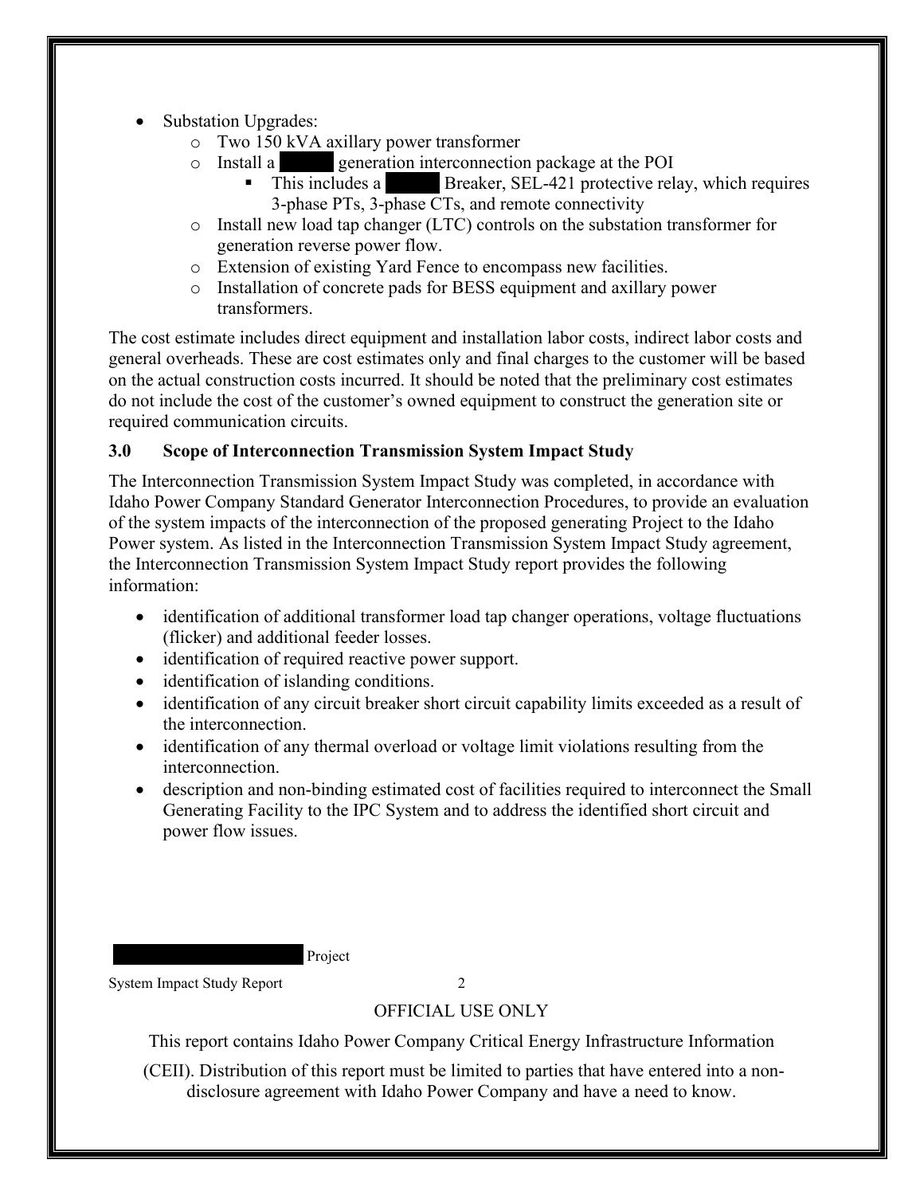- Substation Upgrades:
  - Two 150 kVA axillary power transformer
  - Install a ██████ generation interconnection package at the POI
    - This includes a ██████ Breaker, SEL-421 protective relay, which requires 3-phase PTs, 3-phase CTs, and remote connectivity
  - Install new load tap changer (LTC) controls on the substation transformer for generation reverse power flow.
  - Extension of existing Yard Fence to encompass new facilities.
  - Installation of concrete pads for BESS equipment and axillary power transformers.

The cost estimate includes direct equipment and installation labor costs, indirect labor costs and general overheads. These are cost estimates only and final charges to the customer will be based on the actual construction costs incurred. It should be noted that the preliminary cost estimates do not include the cost of the customer's owned equipment to construct the generation site or required communication circuits.

### 3.0 Scope of Interconnection Transmission System Impact Study

The Interconnection Transmission System Impact Study was completed, in accordance with Idaho Power Company Standard Generator Interconnection Procedures, to provide an evaluation of the system impacts of the interconnection of the proposed generating Project to the Idaho Power system. As listed in the Interconnection Transmission System Impact Study agreement, the Interconnection Transmission System Impact Study report provides the following information:

- identification of additional transformer load tap changer operations, voltage fluctuations (flicker) and additional feeder losses.
- identification of required reactive power support.
- identification of islanding conditions.
- identification of any circuit breaker short circuit capability limits exceeded as a result of the interconnection.
- identification of any thermal overload or voltage limit violations resulting from the interconnection.
- description and non-binding estimated cost of facilities required to interconnect the Small Generating Facility to the IPC System and to address the identified short circuit and power flow issues.

OFFICIAL USE ONLY

This report contains Idaho Power Company Critical Energy Infrastructure Information (CEII). Distribution of this report must be limited to parties that have entered into a non-disclosure agreement with Idaho Power Company and have a need to know.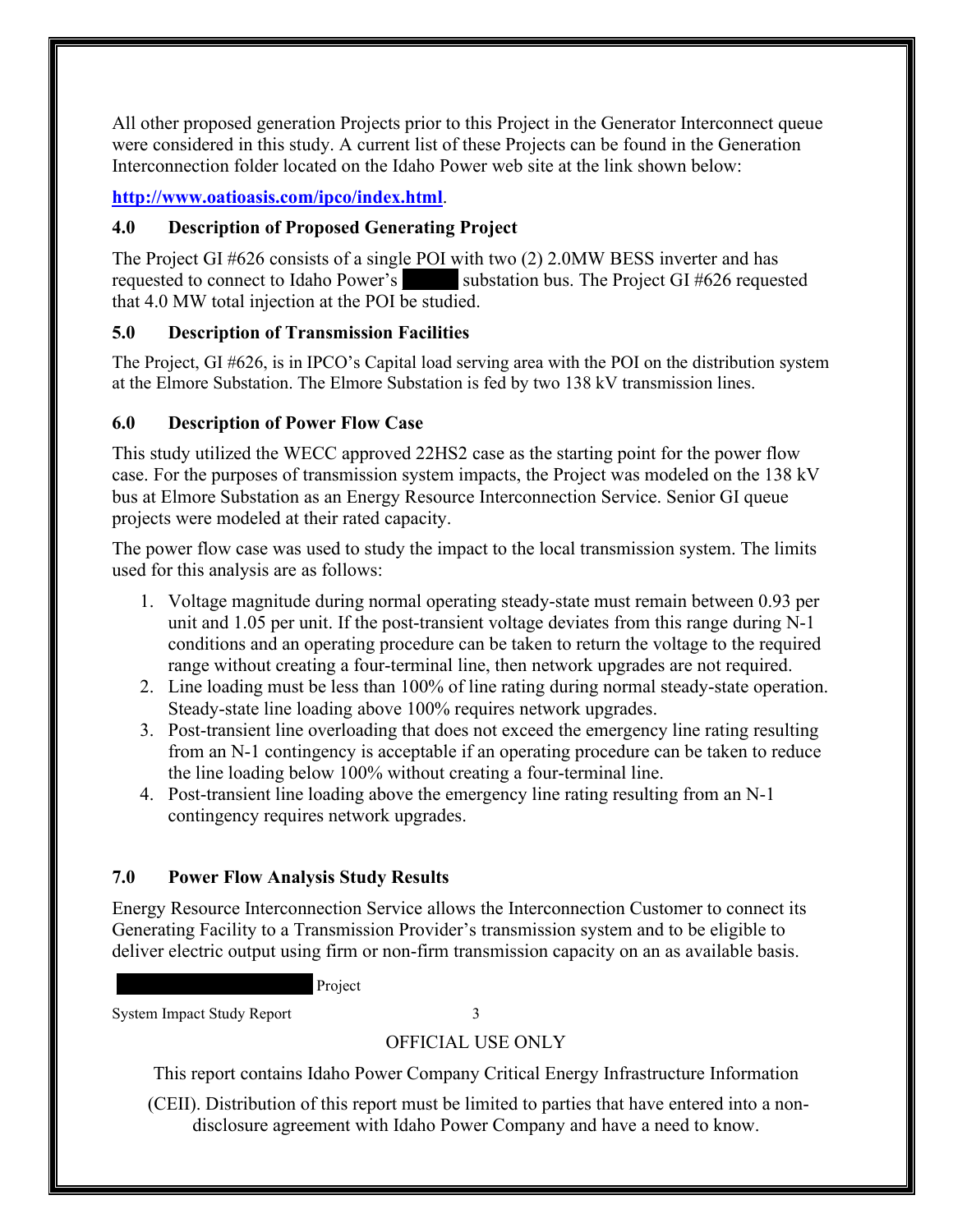All other proposed generation Projects prior to this Project in the Generator Interconnect queue were considered in this study. A current list of these Projects can be found in the Generation Interconnection folder located on the Idaho Power web site at the link shown below:

**http://www.oatioasis.com/ipco/index.html**.

## 4.0 Description of Proposed Generating Project

The Project GI #626 consists of a single POI with two (2) 2.0MW BESS inverter and has requested to connect to Idaho Power's ██████ substation bus. The Project GI #626 requested that 4.0 MW total injection at the POI be studied.

## 5.0 Description of Transmission Facilities

The Project, GI #626, is in IPCO's Capital load serving area with the POI on the distribution system at the Elmore Substation. The Elmore Substation is fed by two 138 kV transmission lines.

## 6.0 Description of Power Flow Case

This study utilized the WECC approved 22HS2 case as the starting point for the power flow case. For the purposes of transmission system impacts, the Project was modeled on the 138 kV bus at Elmore Substation as an Energy Resource Interconnection Service. Senior GI queue projects were modeled at their rated capacity.

The power flow case was used to study the impact to the local transmission system. The limits used for this analysis are as follows:

1. Voltage magnitude during normal operating steady-state must remain between 0.93 per unit and 1.05 per unit. If the post-transient voltage deviates from this range during N-1 conditions and an operating procedure can be taken to return the voltage to the required range without creating a four-terminal line, then network upgrades are not required.
2. Line loading must be less than 100% of line rating during normal steady-state operation. Steady-state line loading above 100% requires network upgrades.
3. Post-transient line overloading that does not exceed the emergency line rating resulting from an N-1 contingency is acceptable if an operating procedure can be taken to reduce the line loading below 100% without creating a four-terminal line.
4. Post-transient line loading above the emergency line rating resulting from an N-1 contingency requires network upgrades.

## 7.0 Power Flow Analysis Study Results

Energy Resource Interconnection Service allows the Interconnection Customer to connect its Generating Facility to a Transmission Provider's transmission system and to be eligible to deliver electric output using firm or non-firm transmission capacity on an as available basis.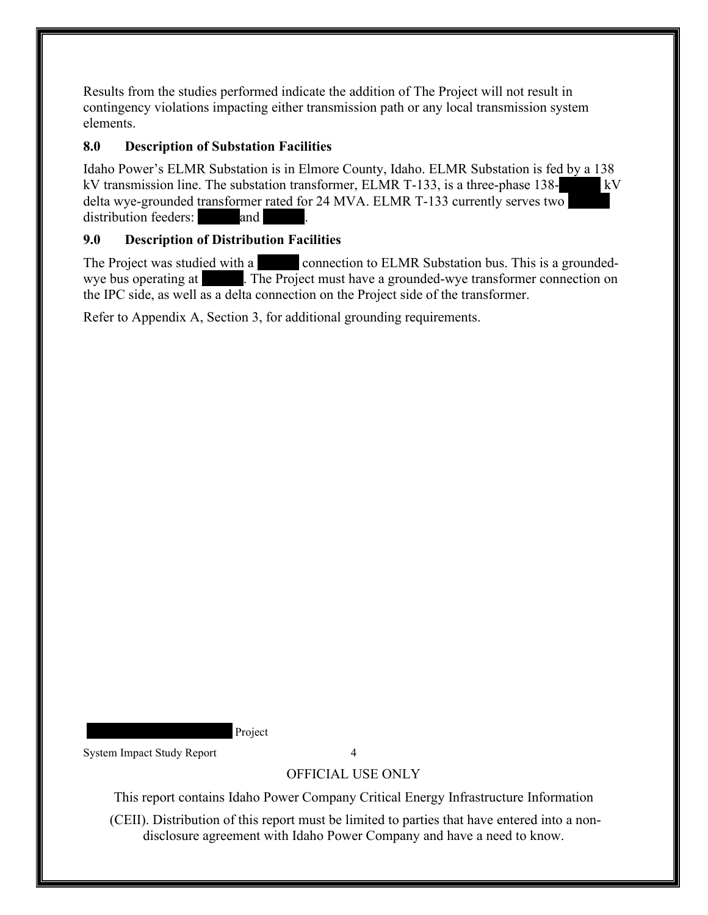Results from the studies performed indicate the addition of The Project will not result in contingency violations impacting either transmission path or any local transmission system elements.

## 8.0 Description of Substation Facilities

Idaho Power's ELMR Substation is in Elmore County, Idaho. ELMR Substation is fed by a 138 kV transmission line. The substation transformer, ELMR T-133, is a three-phase 138-[REDACTED] kV delta wye-grounded transformer rated for 24 MVA. ELMR T-133 currently serves two [REDACTED] distribution feeders: [REDACTED] and [REDACTED].

## 9.0 Description of Distribution Facilities

The Project was studied with a [REDACTED] connection to ELMR Substation bus. This is a grounded-wye bus operating at [REDACTED]. The Project must have a grounded-wye transformer connection on the IPC side, as well as a delta connection on the Project side of the transformer.

Refer to Appendix A, Section 3, for additional grounding requirements.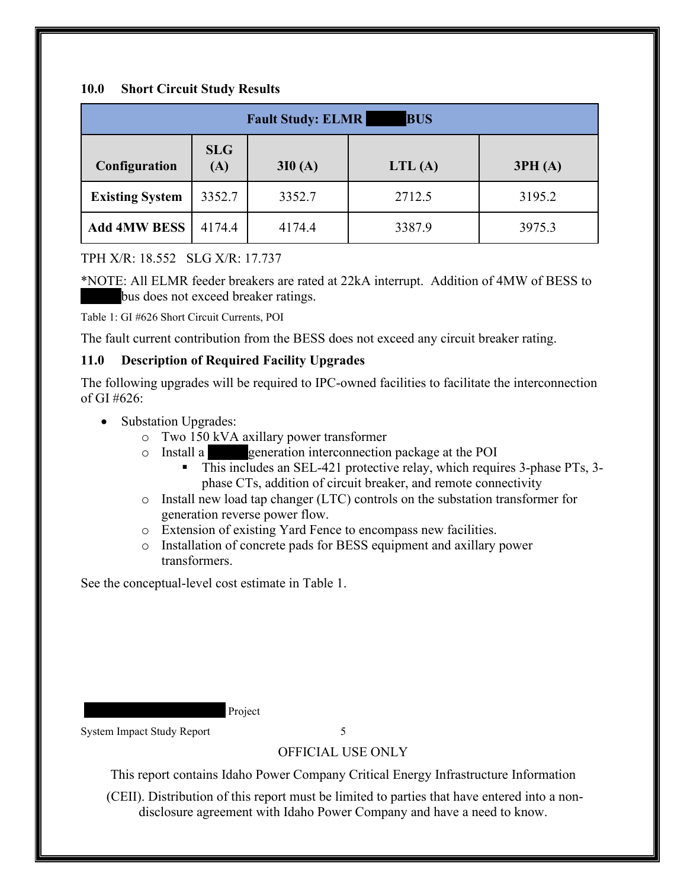## 10.0 Short Circuit Study Results

| Fault Study: ELMR BUS | | | | |
|---|---|---|---|---|
| **Configuration** | **SLG (A)** | **3I0 (A)** | **LTL (A)** | **3PH (A)** |
| **Existing System** | 3352.7 | 3352.7 | 2712.5 | 3195.2 |
| **Add 4MW BESS** | 4174.4 | 4174.4 | 3387.9 | 3975.3 |

TPH X/R: 18.552 SLG X/R: 17.737

*NOTE: All ELMR feeder breakers are rated at 22kA interrupt. Addition of 4MW of BESS to bus does not exceed breaker ratings.

Table 1: GI #626 Short Circuit Currents, POI

The fault current contribution from the BESS does not exceed any circuit breaker rating.

## 11.0 Description of Required Facility Upgrades

The following upgrades will be required to IPC-owned facilities to facilitate the interconnection of GI #626:

- Substation Upgrades:
  - Two 150 kVA axillary power transformer
  - Install a generation interconnection package at the POI
    - This includes an SEL-421 protective relay, which requires 3-phase PTs, 3-phase CTs, addition of circuit breaker, and remote connectivity
  - Install new load tap changer (LTC) controls on the substation transformer for generation reverse power flow.
  - Extension of existing Yard Fence to encompass new facilities.
  - Installation of concrete pads for BESS equipment and axillary power transformers.

See the conceptual-level cost estimate in Table 1.

Project

System Impact Study Report

OFFICIAL USE ONLY

This report contains Idaho Power Company Critical Energy Infrastructure Information (CEII). Distribution of this report must be limited to parties that have entered into a non-disclosure agreement with Idaho Power Company and have a need to know.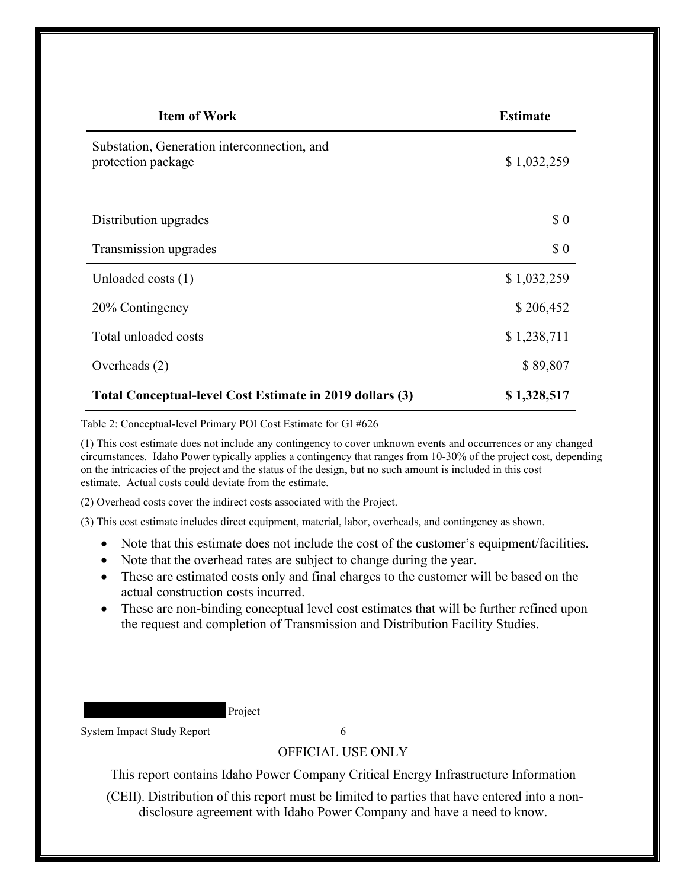| Item of Work | Estimate |
| --- | --- |
| Substation, Generation interconnection, and protection package | $ 1,032,259 |
| Distribution upgrades | $ 0 |
| Transmission upgrades | $ 0 |
| Unloaded costs (1) | $ 1,032,259 |
| 20% Contingency | $ 206,452 |
| Total unloaded costs | $ 1,238,711 |
| Overheads (2) | $ 89,807 |
| **Total Conceptual-level Cost Estimate in 2019 dollars (3)** | **$ 1,328,517** |

Table 2: Conceptual-level Primary POI Cost Estimate for GI #626

(1) This cost estimate does not include any contingency to cover unknown events and occurrences or any changed circumstances. Idaho Power typically applies a contingency that ranges from 10-30% of the project cost, depending on the intricacies of the project and the status of the design, but no such amount is included in this cost estimate. Actual costs could deviate from the estimate.

(2) Overhead costs cover the indirect costs associated with the Project.

(3) This cost estimate includes direct equipment, material, labor, overheads, and contingency as shown.

- Note that this estimate does not include the cost of the customer's equipment/facilities.
- Note that the overhead rates are subject to change during the year.
- These are estimated costs only and final charges to the customer will be based on the actual construction costs incurred.
- These are non-binding conceptual level cost estimates that will be further refined upon the request and completion of Transmission and Distribution Facility Studies.

OFFICIAL USE ONLY

This report contains Idaho Power Company Critical Energy Infrastructure Information (CEII). Distribution of this report must be limited to parties that have entered into a non-disclosure agreement with Idaho Power Company and have a need to know.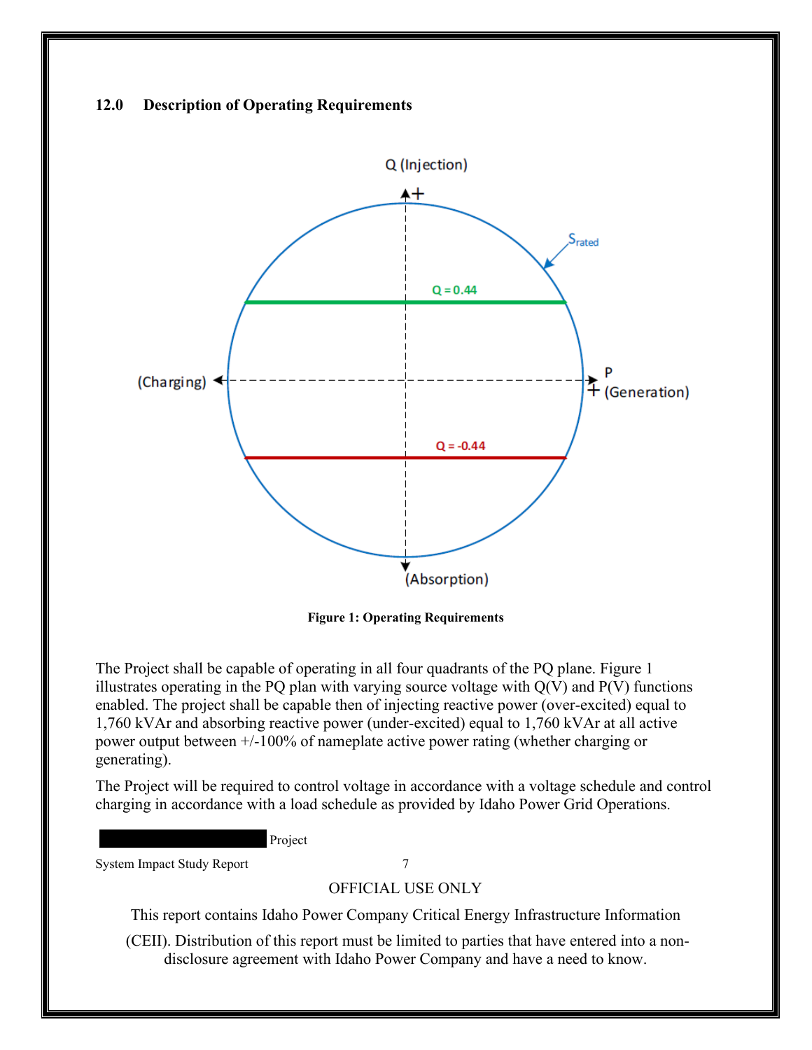## 12.0 Description of Operating Requirements

**Figure 1: Operating Requirements**

The Project shall be capable of operating in all four quadrants of the PQ plane. Figure 1 illustrates operating in the PQ plan with varying source voltage with Q(V) and P(V) functions enabled. The project shall be capable then of injecting reactive power (over-excited) equal to 1,760 kVAr and absorbing reactive power (under-excited) equal to 1,760 kVAr at all active power output between +/-100% of nameplate active power rating (whether charging or generating).

The Project will be required to control voltage in accordance with a voltage schedule and control charging in accordance with a load schedule as provided by Idaho Power Grid Operations.

OFFICIAL USE ONLY

This report contains Idaho Power Company Critical Energy Infrastructure Information (CEII). Distribution of this report must be limited to parties that have entered into a non-disclosure agreement with Idaho Power Company and have a need to know.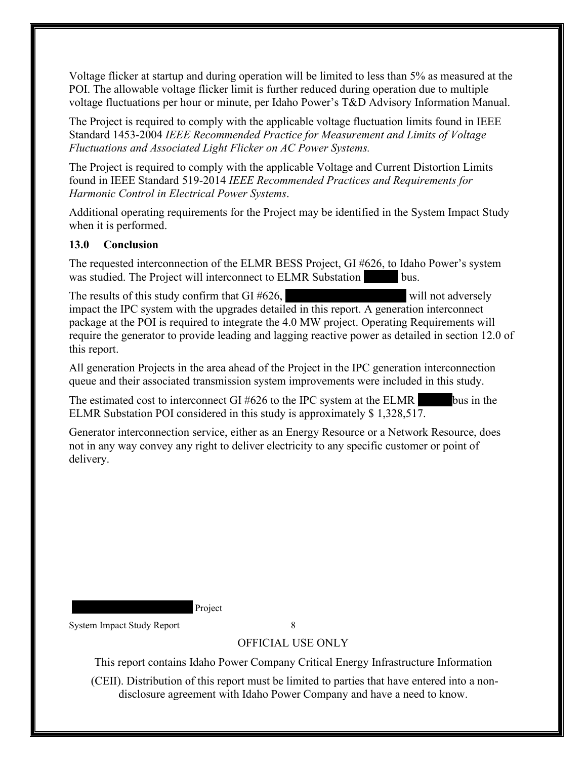Voltage flicker at startup and during operation will be limited to less than 5% as measured at the POI. The allowable voltage flicker limit is further reduced during operation due to multiple voltage fluctuations per hour or minute, per Idaho Power's T&D Advisory Information Manual.

The Project is required to comply with the applicable voltage fluctuation limits found in IEEE Standard 1453-2004 *IEEE Recommended Practice for Measurement and Limits of Voltage Fluctuations and Associated Light Flicker on AC Power Systems.*

The Project is required to comply with the applicable Voltage and Current Distortion Limits found in IEEE Standard 519-2014 *IEEE Recommended Practices and Requirements for Harmonic Control in Electrical Power Systems*.

Additional operating requirements for the Project may be identified in the System Impact Study when it is performed.

## 13.0 Conclusion

The requested interconnection of the ELMR BESS Project, GI #626, to Idaho Power's system was studied. The Project will interconnect to ELMR Substation [REDACTED] bus.

The results of this study confirm that GI #626, [REDACTED] will not adversely impact the IPC system with the upgrades detailed in this report. A generation interconnect package at the POI is required to integrate the 4.0 MW project. Operating Requirements will require the generator to provide leading and lagging reactive power as detailed in section 12.0 of this report.

All generation Projects in the area ahead of the Project in the IPC generation interconnection queue and their associated transmission system improvements were included in this study.

The estimated cost to interconnect GI #626 to the IPC system at the ELMR [REDACTED] bus in the ELMR Substation POI considered in this study is approximately $ 1,328,517.

Generator interconnection service, either as an Energy Resource or a Network Resource, does not in any way convey any right to deliver electricity to any specific customer or point of delivery.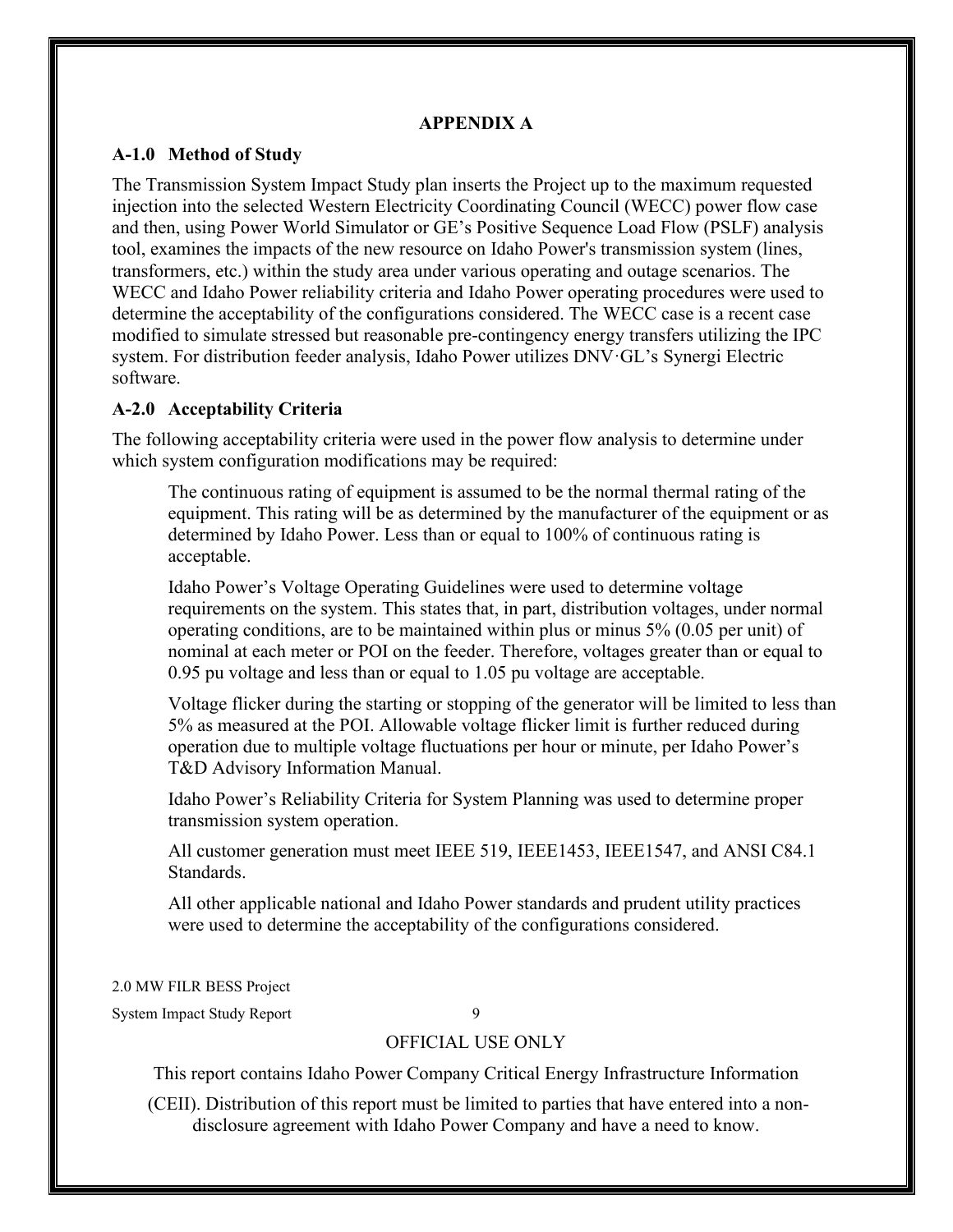# APPENDIX A

## A-1.0 Method of Study

The Transmission System Impact Study plan inserts the Project up to the maximum requested injection into the selected Western Electricity Coordinating Council (WECC) power flow case and then, using Power World Simulator or GE's Positive Sequence Load Flow (PSLF) analysis tool, examines the impacts of the new resource on Idaho Power's transmission system (lines, transformers, etc.) within the study area under various operating and outage scenarios. The WECC and Idaho Power reliability criteria and Idaho Power operating procedures were used to determine the acceptability of the configurations considered. The WECC case is a recent case modified to simulate stressed but reasonable pre-contingency energy transfers utilizing the IPC system. For distribution feeder analysis, Idaho Power utilizes DNV·GL's Synergi Electric software.

## A-2.0 Acceptability Criteria

The following acceptability criteria were used in the power flow analysis to determine under which system configuration modifications may be required:

> The continuous rating of equipment is assumed to be the normal thermal rating of the equipment. This rating will be as determined by the manufacturer of the equipment or as determined by Idaho Power. Less than or equal to 100% of continuous rating is acceptable.
>
> Idaho Power's Voltage Operating Guidelines were used to determine voltage requirements on the system. This states that, in part, distribution voltages, under normal operating conditions, are to be maintained within plus or minus 5% (0.05 per unit) of nominal at each meter or POI on the feeder. Therefore, voltages greater than or equal to 0.95 pu voltage and less than or equal to 1.05 pu voltage are acceptable.
>
> Voltage flicker during the starting or stopping of the generator will be limited to less than 5% as measured at the POI. Allowable voltage flicker limit is further reduced during operation due to multiple voltage fluctuations per hour or minute, per Idaho Power's T&D Advisory Information Manual.
>
> Idaho Power's Reliability Criteria for System Planning was used to determine proper transmission system operation.
>
> All customer generation must meet IEEE 519, IEEE1453, IEEE1547, and ANSI C84.1 Standards.
>
> All other applicable national and Idaho Power standards and prudent utility practices were used to determine the acceptability of the configurations considered.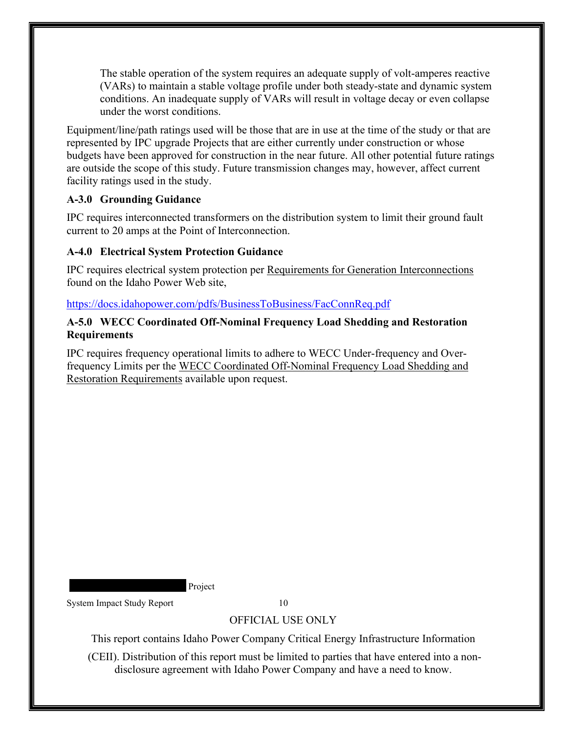The stable operation of the system requires an adequate supply of volt-amperes reactive (VARs) to maintain a stable voltage profile under both steady-state and dynamic system conditions. An inadequate supply of VARs will result in voltage decay or even collapse under the worst conditions.

Equipment/line/path ratings used will be those that are in use at the time of the study or that are represented by IPC upgrade Projects that are either currently under construction or whose budgets have been approved for construction in the near future. All other potential future ratings are outside the scope of this study. Future transmission changes may, however, affect current facility ratings used in the study.

### A-3.0 Grounding Guidance

IPC requires interconnected transformers on the distribution system to limit their ground fault current to 20 amps at the Point of Interconnection.

### A-4.0 Electrical System Protection Guidance

IPC requires electrical system protection per Requirements for Generation Interconnections found on the Idaho Power Web site,

https://docs.idahopower.com/pdfs/BusinessToBusiness/FacConnReq.pdf

### A-5.0 WECC Coordinated Off-Nominal Frequency Load Shedding and Restoration Requirements

IPC requires frequency operational limits to adhere to WECC Under-frequency and Over-frequency Limits per the WECC Coordinated Off-Nominal Frequency Load Shedding and Restoration Requirements available upon request.

OFFICIAL USE ONLY

This report contains Idaho Power Company Critical Energy Infrastructure Information (CEII). Distribution of this report must be limited to parties that have entered into a non-disclosure agreement with Idaho Power Company and have a need to know.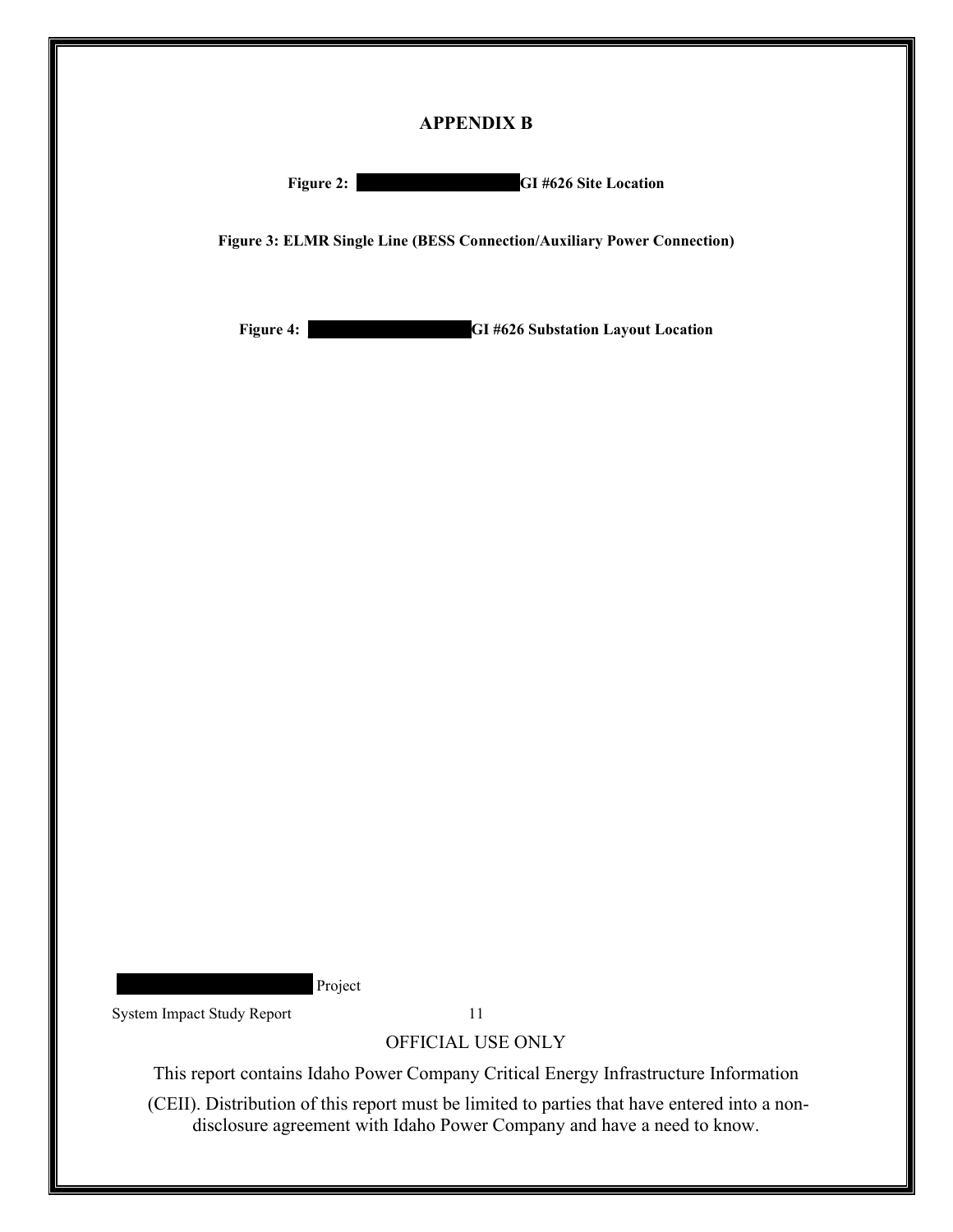## APPENDIX B

**Figure 2: GI #626 Site Location**

**Figure 3: ELMR Single Line (BESS Connection/Auxiliary Power Connection)**

**Figure 4: GI #626 Substation Layout Location**

OFFICIAL USE ONLY

This report contains Idaho Power Company Critical Energy Infrastructure Information (CEII). Distribution of this report must be limited to parties that have entered into a non-disclosure agreement with Idaho Power Company and have a need to know.